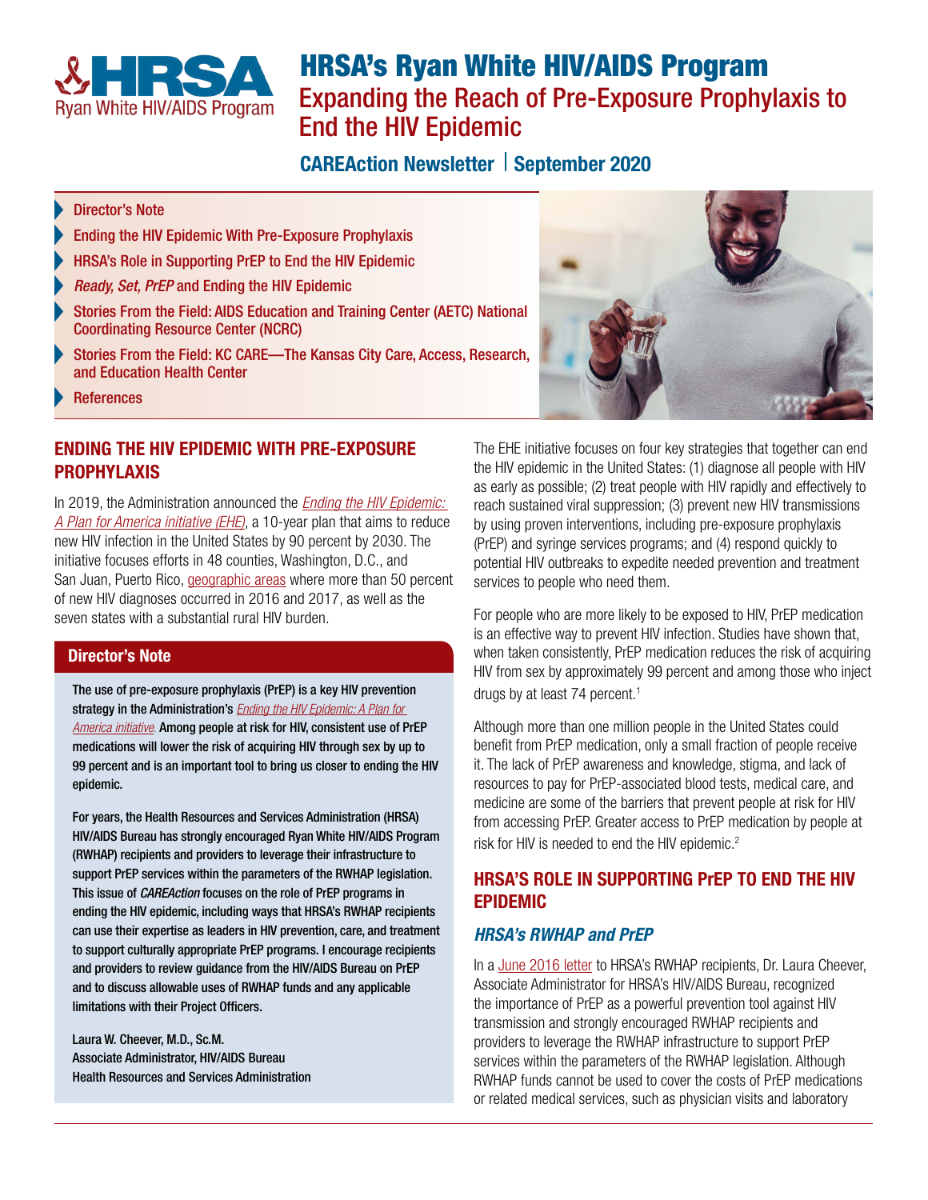# HRSA's Ryan White HIV/AIDS Program

## Expanding the Reach of Pre-Exposure Prophylaxis to End the HIV Epidemic

**CAREAction Newsletter | September 2020**

- Director's Note
- Ending the HIV Epidemic With Pre-Exposure Prophylaxis
- HRSA's Role in Supporting PrEP to End the HIV Epidemic
- *Ready, Set, PrEP* and Ending the HIV Epidemic
- Stories From the Field: AIDS Education and Training Center (AETC) National Coordinating Resource Center (NCRC)
- Stories From the Field: KC CARE—The Kansas City Care, Access, Research, and Education Health Center
- References

## ENDING THE HIV EPIDEMIC WITH PRE-EXPOSURE PROPHYLAXIS

In 2019, the Administration announced the *Ending the HIV Epidemic: A Plan for America initiative (EHE)*, a 10-year plan that aims to reduce new HIV infection in the United States by 90 percent by 2030. The initiative focuses efforts in 48 counties, Washington, D.C., and San Juan, Puerto Rico, geographic areas where more than 50 percent of new HIV diagnoses occurred in 2016 and 2017, as well as the seven states with a substantial rural HIV burden.

### Director's Note

**The use of pre-exposure prophylaxis (PrEP) is a key HIV prevention strategy in the Administration's *Ending the HIV Epidemic: A Plan for America initiative*. Among people at risk for HIV, consistent use of PrEP medications will lower the risk of acquiring HIV through sex by up to 99 percent and is an important tool to bring us closer to ending the HIV epidemic.**

**For years, the Health Resources and Services Administration (HRSA) HIV/AIDS Bureau has strongly encouraged Ryan White HIV/AIDS Program (RWHAP) recipients and providers to leverage their infrastructure to support PrEP services within the parameters of the RWHAP legislation. This issue of *CAREAction* focuses on the role of PrEP programs in ending the HIV epidemic, including ways that HRSA's RWHAP recipients can use their expertise as leaders in HIV prevention, care, and treatment to support culturally appropriate PrEP programs. I encourage recipients and providers to review guidance from the HIV/AIDS Bureau on PrEP and to discuss allowable uses of RWHAP funds and any applicable limitations with their Project Officers.**

Laura W. Cheever, M.D., Sc.M.
Associate Administrator, HIV/AIDS Bureau
Health Resources and Services Administration

The EHE initiative focuses on four key strategies that together can end the HIV epidemic in the United States: (1) diagnose all people with HIV as early as possible; (2) treat people with HIV rapidly and effectively to reach sustained viral suppression; (3) prevent new HIV transmissions by using proven interventions, including pre-exposure prophylaxis (PrEP) and syringe services programs; and (4) respond quickly to potential HIV outbreaks to expedite needed prevention and treatment services to people who need them.

For people who are more likely to be exposed to HIV, PrEP medication is an effective way to prevent HIV infection. Studies have shown that, when taken consistently, PrEP medication reduces the risk of acquiring HIV from sex by approximately 99 percent and among those who inject drugs by at least 74 percent.[1]

Although more than one million people in the United States could benefit from PrEP medication, only a small fraction of people receive it. The lack of PrEP awareness and knowledge, stigma, and lack of resources to pay for PrEP-associated blood tests, medical care, and medicine are some of the barriers that prevent people at risk for HIV from accessing PrEP. Greater access to PrEP medication by people at risk for HIV is needed to end the HIV epidemic.[2]

## HRSA'S ROLE IN SUPPORTING PrEP TO END THE HIV EPIDEMIC

### *HRSA's RWHAP and PrEP*

In a June 2016 letter to HRSA's RWHAP recipients, Dr. Laura Cheever, Associate Administrator for HRSA's HIV/AIDS Bureau, recognized the importance of PrEP as a powerful prevention tool against HIV transmission and strongly encouraged RWHAP recipients and providers to leverage the RWHAP infrastructure to support PrEP services within the parameters of the RWHAP legislation. Although RWHAP funds cannot be used to cover the costs of PrEP medications or related medical services, such as physician visits and laboratory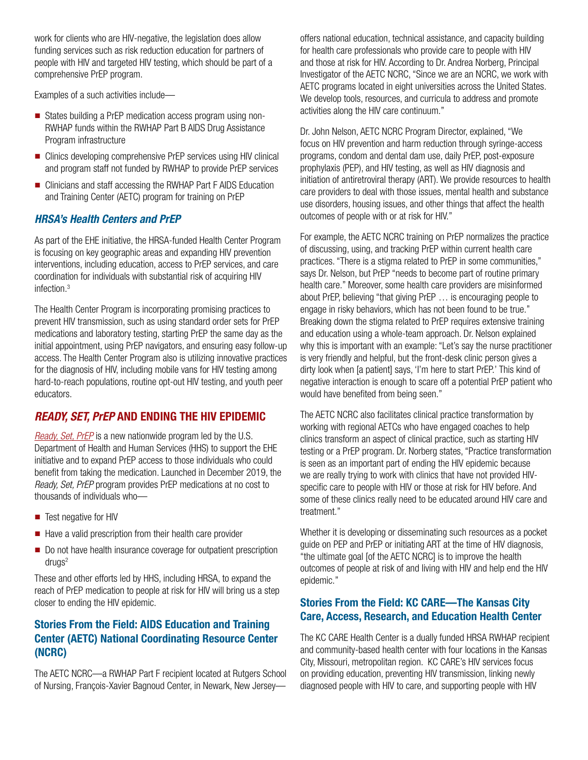work for clients who are HIV-negative, the legislation does allow funding services such as risk reduction education for partners of people with HIV and targeted HIV testing, which should be part of a comprehensive PrEP program.

Examples of a such activities include—

- States building a PrEP medication access program using non-RWHAP funds within the RWHAP Part B AIDS Drug Assistance Program infrastructure
- Clinics developing comprehensive PrEP services using HIV clinical and program staff not funded by RWHAP to provide PrEP services
- Clinicians and staff accessing the RWHAP Part F AIDS Education and Training Center (AETC) program for training on PrEP

### *HRSA's Health Centers and PrEP*

As part of the EHE initiative, the HRSA-funded Health Center Program is focusing on key geographic areas and expanding HIV prevention interventions, including education, access to PrEP services, and care coordination for individuals with substantial risk of acquiring HIV infection.[3]

The Health Center Program is incorporating promising practices to prevent HIV transmission, such as using standard order sets for PrEP medications and laboratory testing, starting PrEP the same day as the initial appointment, using PrEP navigators, and ensuring easy follow-up access. The Health Center Program also is utilizing innovative practices for the diagnosis of HIV, including mobile vans for HIV testing among hard-to-reach populations, routine opt-out HIV testing, and youth peer educators.

## *READY, SET, PrEP* AND ENDING THE HIV EPIDEMIC

*Ready, Set, PrEP* is a new nationwide program led by the U.S. Department of Health and Human Services (HHS) to support the EHE initiative and to expand PrEP access to those individuals who could benefit from taking the medication. Launched in December 2019, the *Ready, Set, PrEP* program provides PrEP medications at no cost to thousands of individuals who—

- Test negative for HIV
- Have a valid prescription from their health care provider
- Do not have health insurance coverage for outpatient prescription drugs[2]

These and other efforts led by HHS, including HRSA, to expand the reach of PrEP medication to people at risk for HIV will bring us a step closer to ending the HIV epidemic.

### Stories From the Field: AIDS Education and Training Center (AETC) National Coordinating Resource Center (NCRC)

The AETC NCRC—a RWHAP Part F recipient located at Rutgers School of Nursing, François-Xavier Bagnoud Center, in Newark, New Jersey—offers national education, technical assistance, and capacity building for health care professionals who provide care to people with HIV and those at risk for HIV. According to Dr. Andrea Norberg, Principal Investigator of the AETC NCRC, "Since we are an NCRC, we work with AETC programs located in eight universities across the United States. We develop tools, resources, and curricula to address and promote activities along the HIV care continuum."

Dr. John Nelson, AETC NCRC Program Director, explained, "We focus on HIV prevention and harm reduction through syringe-access programs, condom and dental dam use, daily PrEP, post-exposure prophylaxis (PEP), and HIV testing, as well as HIV diagnosis and initiation of antiretroviral therapy (ART). We provide resources to health care providers to deal with those issues, mental health and substance use disorders, housing issues, and other things that affect the health outcomes of people with or at risk for HIV."

For example, the AETC NCRC training on PrEP normalizes the practice of discussing, using, and tracking PrEP within current health care practices. "There is a stigma related to PrEP in some communities," says Dr. Nelson, but PrEP "needs to become part of routine primary health care." Moreover, some health care providers are misinformed about PrEP, believing "that giving PrEP … is encouraging people to engage in risky behaviors, which has not been found to be true." Breaking down the stigma related to PrEP requires extensive training and education using a whole-team approach. Dr. Nelson explained why this is important with an example: "Let's say the nurse practitioner is very friendly and helpful, but the front-desk clinic person gives a dirty look when [a patient] says, 'I'm here to start PrEP.' This kind of negative interaction is enough to scare off a potential PrEP patient who would have benefited from being seen."

The AETC NCRC also facilitates clinical practice transformation by working with regional AETCs who have engaged coaches to help clinics transform an aspect of clinical practice, such as starting HIV testing or a PrEP program. Dr. Norberg states, "Practice transformation is seen as an important part of ending the HIV epidemic because we are really trying to work with clinics that have not provided HIV-specific care to people with HIV or those at risk for HIV before. And some of these clinics really need to be educated around HIV care and treatment."

Whether it is developing or disseminating such resources as a pocket guide on PEP and PrEP or initiating ART at the time of HIV diagnosis, "the ultimate goal [of the AETC NCRC] is to improve the health outcomes of people at risk of and living with HIV and help end the HIV epidemic."

### Stories From the Field: KC CARE—The Kansas City Care, Access, Research, and Education Health Center

The KC CARE Health Center is a dually funded HRSA RWHAP recipient and community-based health center with four locations in the Kansas City, Missouri, metropolitan region. KC CARE's HIV services focus on providing education, preventing HIV transmission, linking newly diagnosed people with HIV to care, and supporting people with HIV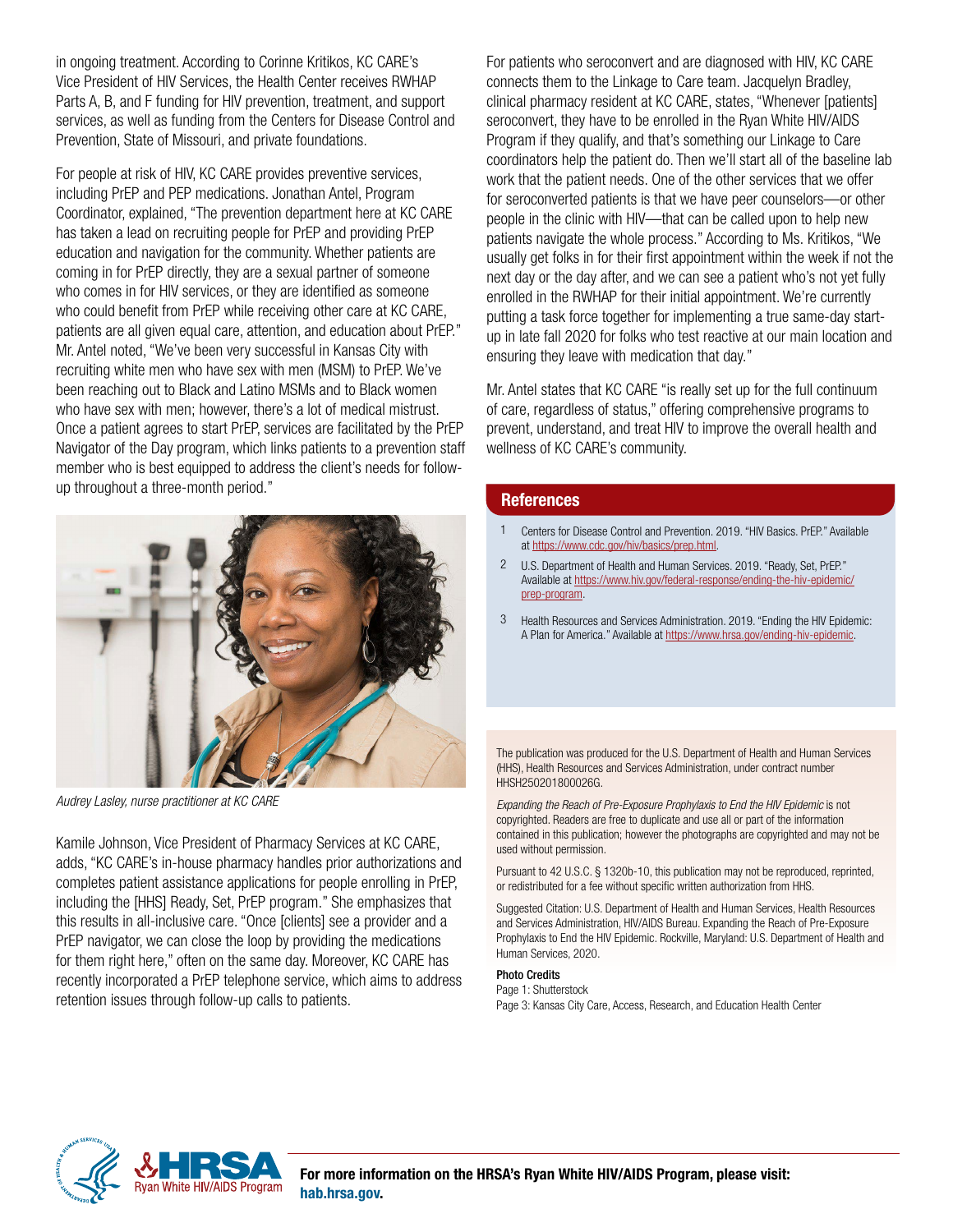in ongoing treatment. According to Corinne Kritikos, KC CARE's Vice President of HIV Services, the Health Center receives RWHAP Parts A, B, and F funding for HIV prevention, treatment, and support services, as well as funding from the Centers for Disease Control and Prevention, State of Missouri, and private foundations.

For people at risk of HIV, KC CARE provides preventive services, including PrEP and PEP medications. Jonathan Antel, Program Coordinator, explained, "The prevention department here at KC CARE has taken a lead on recruiting people for PrEP and providing PrEP education and navigation for the community. Whether patients are coming in for PrEP directly, they are a sexual partner of someone who comes in for HIV services, or they are identified as someone who could benefit from PrEP while receiving other care at KC CARE, patients are all given equal care, attention, and education about PrEP." Mr. Antel noted, "We've been very successful in Kansas City with recruiting white men who have sex with men (MSM) to PrEP. We've been reaching out to Black and Latino MSMs and to Black women who have sex with men; however, there's a lot of medical mistrust. Once a patient agrees to start PrEP, services are facilitated by the PrEP Navigator of the Day program, which links patients to a prevention staff member who is best equipped to address the client's needs for follow-up throughout a three-month period."

*Audrey Lasley, nurse practitioner at KC CARE*

Kamile Johnson, Vice President of Pharmacy Services at KC CARE, adds, "KC CARE's in-house pharmacy handles prior authorizations and completes patient assistance applications for people enrolling in PrEP, including the [HHS] Ready, Set, PrEP program." She emphasizes that this results in all-inclusive care. "Once [clients] see a provider and a PrEP navigator, we can close the loop by providing the medications for them right here," often on the same day. Moreover, KC CARE has recently incorporated a PrEP telephone service, which aims to address retention issues through follow-up calls to patients.

For patients who seroconvert and are diagnosed with HIV, KC CARE connects them to the Linkage to Care team. Jacquelyn Bradley, clinical pharmacy resident at KC CARE, states, "Whenever [patients] seroconvert, they have to be enrolled in the Ryan White HIV/AIDS Program if they qualify, and that's something our Linkage to Care coordinators help the patient do. Then we'll start all of the baseline lab work that the patient needs. One of the other services that we offer for seroconverted patients is that we have peer counselors—or other people in the clinic with HIV—that can be called upon to help new patients navigate the whole process." According to Ms. Kritikos, "We usually get folks in for their first appointment within the week if not the next day or the day after, and we can see a patient who's not yet fully enrolled in the RWHAP for their initial appointment. We're currently putting a task force together for implementing a true same-day start-up in late fall 2020 for folks who test reactive at our main location and ensuring they leave with medication that day."

Mr. Antel states that KC CARE "is really set up for the full continuum of care, regardless of status," offering comprehensive programs to prevent, understand, and treat HIV to improve the overall health and wellness of KC CARE's community.

## References

1. Centers for Disease Control and Prevention. 2019. "HIV Basics. PrEP." Available at https://www.cdc.gov/hiv/basics/prep.html.
2. U.S. Department of Health and Human Services. 2019. "Ready, Set, PrEP." Available at https://www.hiv.gov/federal-response/ending-the-hiv-epidemic/prep-program.
3. Health Resources and Services Administration. 2019. "Ending the HIV Epidemic: A Plan for America." Available at https://www.hrsa.gov/ending-hiv-epidemic.

The publication was produced for the U.S. Department of Health and Human Services (HHS), Health Resources and Services Administration, under contract number HHSH250201800026G.

*Expanding the Reach of Pre-Exposure Prophylaxis to End the HIV Epidemic* is not copyrighted. Readers are free to duplicate and use all or part of the information contained in this publication; however the photographs are copyrighted and may not be used without permission.

Pursuant to 42 U.S.C. § 1320b-10, this publication may not be reproduced, reprinted, or redistributed for a fee without specific written authorization from HHS.

Suggested Citation: U.S. Department of Health and Human Services, Health Resources and Services Administration, HIV/AIDS Bureau. Expanding the Reach of Pre-Exposure Prophylaxis to End the HIV Epidemic. Rockville, Maryland: U.S. Department of Health and Human Services, 2020.

**Photo Credits**
Page 1: Shutterstock
Page 3: Kansas City Care, Access, Research, and Education Health Center

**For more information on the HRSA's Ryan White HIV/AIDS Program, please visit: hab.hrsa.gov.**